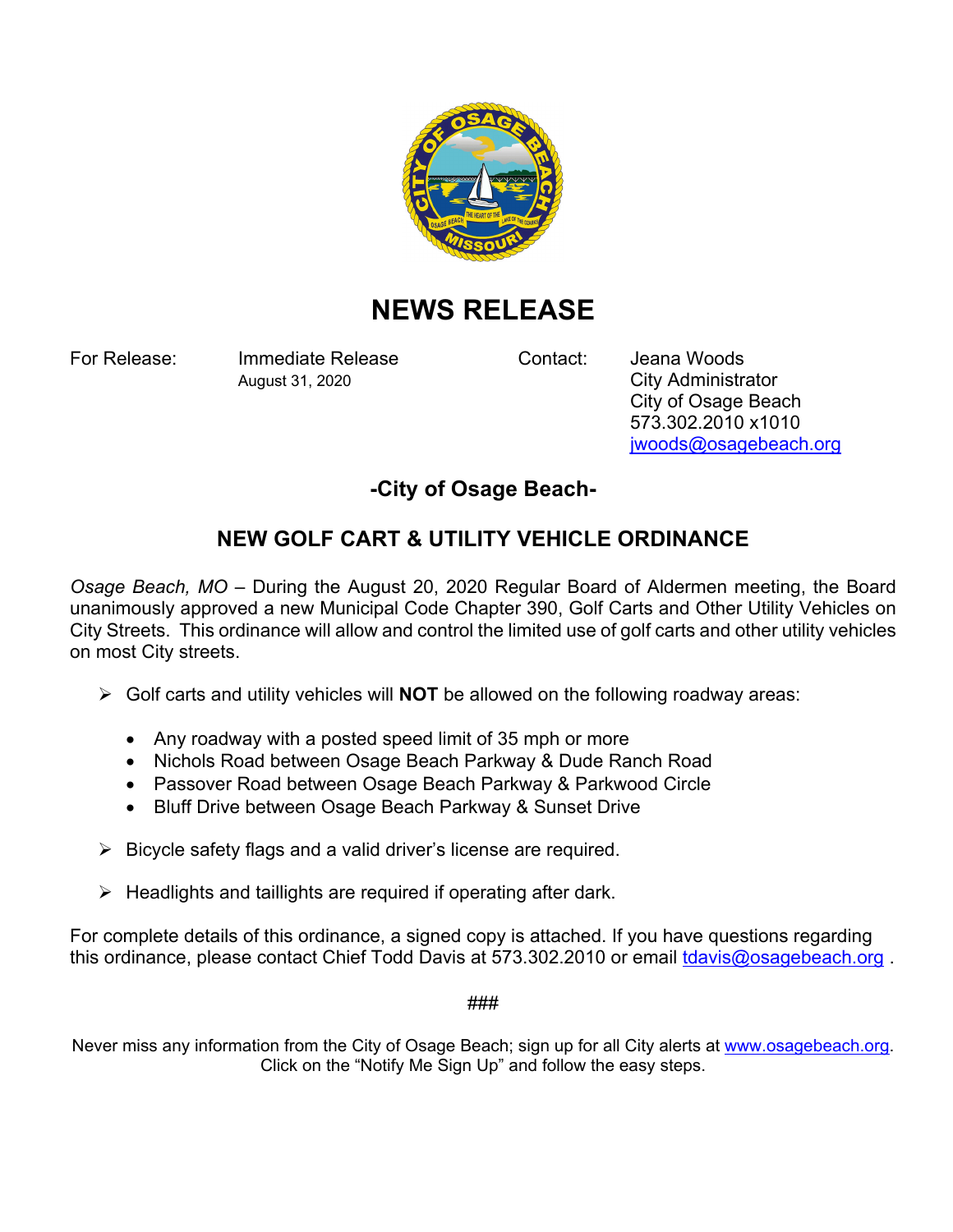# NEWS RELEASE

| For Release: | Immediate Release<br>August 31, 2020 | Contact: | Jeana Woods<br>City Administrator<br>City of Osage Beach<br>573.302.2010 x1010<br>jwoods@osagebeach.org |
|---|---|---|---|

## -City of Osage Beach-

## NEW GOLF CART & UTILITY VEHICLE ORDINANCE

*Osage Beach, MO* – During the August 20, 2020 Regular Board of Aldermen meeting, the Board unanimously approved a new Municipal Code Chapter 390, Golf Carts and Other Utility Vehicles on City Streets. This ordinance will allow and control the limited use of golf carts and other utility vehicles on most City streets.

- Golf carts and utility vehicles will **NOT** be allowed on the following roadway areas:
  - Any roadway with a posted speed limit of 35 mph or more
  - Nichols Road between Osage Beach Parkway & Dude Ranch Road
  - Passover Road between Osage Beach Parkway & Parkwood Circle
  - Bluff Drive between Osage Beach Parkway & Sunset Drive
- Bicycle safety flags and a valid driver's license are required.
- Headlights and taillights are required if operating after dark.

For complete details of this ordinance, a signed copy is attached. If you have questions regarding this ordinance, please contact Chief Todd Davis at 573.302.2010 or email tdavis@osagebeach.org .

###

Never miss any information from the City of Osage Beach; sign up for all City alerts at www.osagebeach.org.
Click on the "Notify Me Sign Up" and follow the easy steps.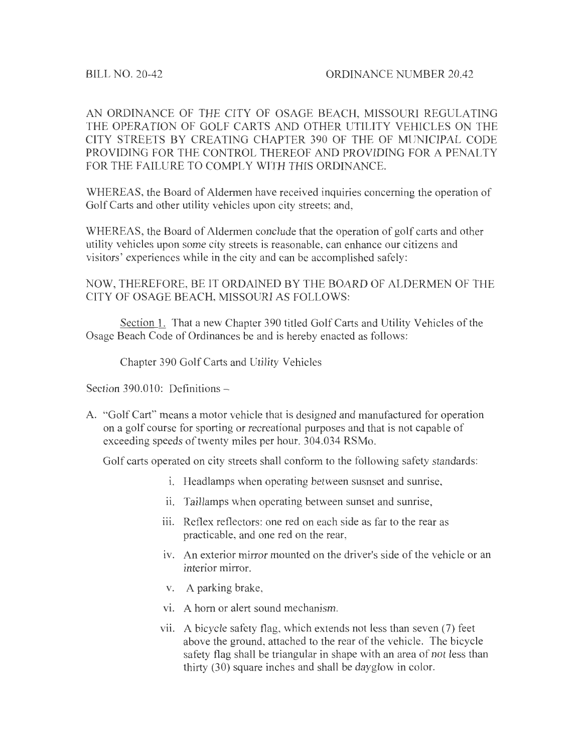BILL NO. 20-42 ORDINANCE NUMBER 20.42

AN ORDINANCE OF THE CITY OF OSAGE BEACH, MISSOURI REGULATING THE OPERATION OF GOLF CARTS AND OTHER UTILITY VEHICLES ON THE CITY STREETS BY CREATING CHAPTER 390 OF THE OF MUNICIPAL CODE PROVIDING FOR THE CONTROL THEREOF AND PROVIDING FOR A PENALTY FOR THE FAILURE TO COMPLY WITH THIS ORDINANCE.

WHEREAS, the Board of Aldermen have received inquiries concerning the operation of Golf Carts and other utility vehicles upon city streets; and,

WHEREAS, the Board of Aldermen conclude that the operation of golf carts and other utility vehicles upon some city streets is reasonable, can enhance our citizens and visitors' experiences while in the city and can be accomplished safely:

NOW, THEREFORE, BE IT ORDAINED BY THE BOARD OF ALDERMEN OF THE CITY OF OSAGE BEACH, MISSOURI AS FOLLOWS:

Section 1. That a new Chapter 390 titled Golf Carts and Utility Vehicles of the Osage Beach Code of Ordinances be and is hereby enacted as follows:

Chapter 390 Golf Carts and Utility Vehicles

Section 390.010: Definitions –

A. "Golf Cart" means a motor vehicle that is designed and manufactured for operation on a golf course for sporting or recreational purposes and that is not capable of exceeding speeds of twenty miles per hour. 304.034 RSMo.

   Golf carts operated on city streets shall conform to the following safety standards:

   i. Headlamps when operating between susnset and sunrise,
   ii. Taillamps when operating between sunset and sunrise,
   iii. Reflex reflectors: one red on each side as far to the rear as practicable, and one red on the rear,
   iv. An exterior mirror mounted on the driver's side of the vehicle or an interior mirror.
   v. A parking brake,
   vi. A horn or alert sound mechanism.
   vii. A bicycle safety flag, which extends not less than seven (7) feet above the ground, attached to the rear of the vehicle. The bicycle safety flag shall be triangular in shape with an area of not less than thirty (30) square inches and shall be dayglow in color.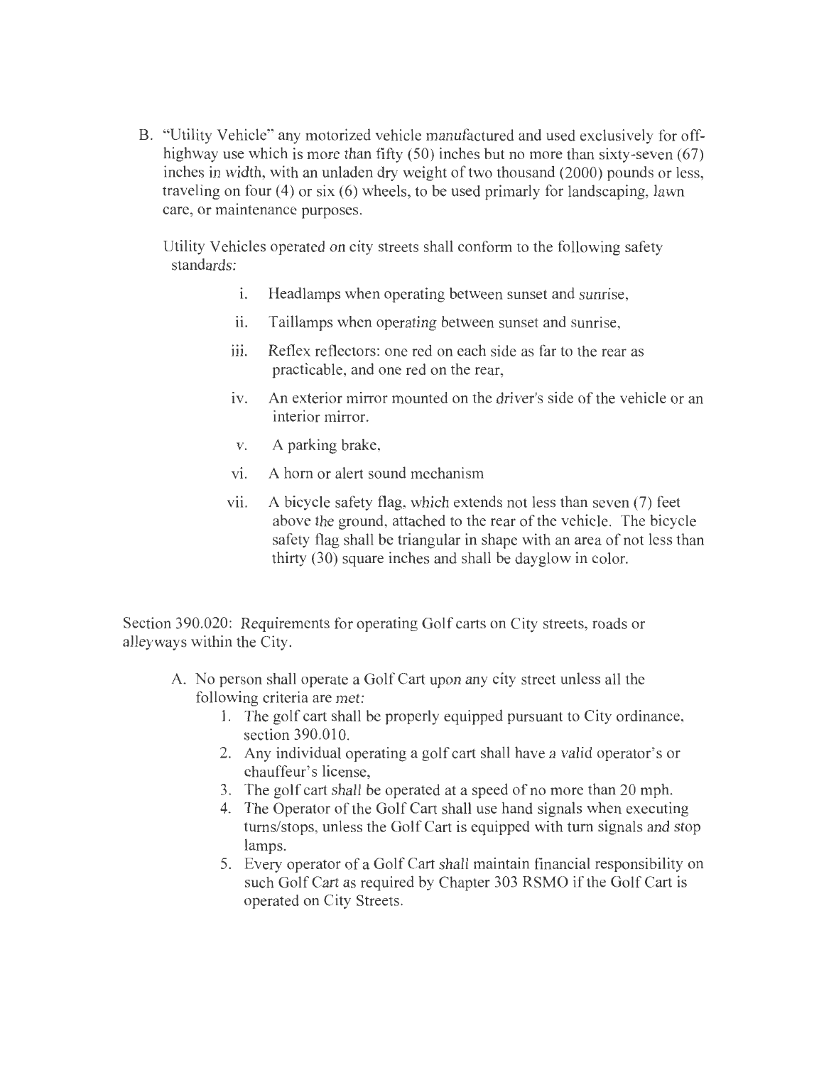B. "Utility Vehicle" any motorized vehicle manufactured and used exclusively for off-highway use which is more than fifty (50) inches but no more than sixty-seven (67) inches in width, with an unladen dry weight of two thousand (2000) pounds or less, traveling on four (4) or six (6) wheels, to be used primarily for landscaping, lawn care, or maintenance purposes.

Utility Vehicles operated on city streets shall conform to the following safety standards:

i. Headlamps when operating between sunset and sunrise,

ii. Taillamps when operating between sunset and sunrise,

iii. Reflex reflectors: one red on each side as far to the rear as practicable, and one red on the rear,

iv. An exterior mirror mounted on the driver's side of the vehicle or an interior mirror.

v. A parking brake,

vi. A horn or alert sound mechanism

vii. A bicycle safety flag, which extends not less than seven (7) feet above the ground, attached to the rear of the vehicle. The bicycle safety flag shall be triangular in shape with an area of not less than thirty (30) square inches and shall be dayglow in color.

Section 390.020: Requirements for operating Golf carts on City streets, roads or alleyways within the City.

A. No person shall operate a Golf Cart upon any city street unless all the following criteria are met:
   1. The golf cart shall be properly equipped pursuant to City ordinance, section 390.010.
   2. Any individual operating a golf cart shall have a valid operator's or chauffeur's license,
   3. The golf cart shall be operated at a speed of no more than 20 mph.
   4. The Operator of the Golf Cart shall use hand signals when executing turns/stops, unless the Golf Cart is equipped with turn signals and stop lamps.
   5. Every operator of a Golf Cart shall maintain financial responsibility on such Golf Cart as required by Chapter 303 RSMO if the Golf Cart is operated on City Streets.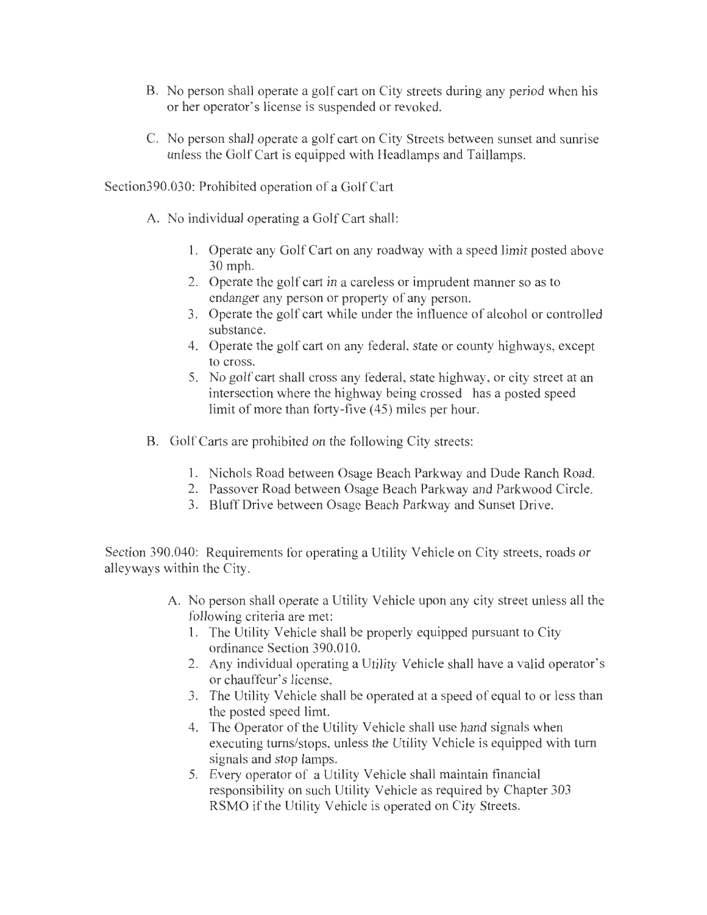B. No person shall operate a golf cart on City streets during any period when his or her operator's license is suspended or revoked.

C. No person shall operate a golf cart on City Streets between sunset and sunrise unless the Golf Cart is equipped with Headlamps and Taillamps.

Section390.030: Prohibited operation of a Golf Cart

A. No individual operating a Golf Cart shall:

1. Operate any Golf Cart on any roadway with a speed limit posted above 30 mph.
2. Operate the golf cart in a careless or imprudent manner so as to endanger any person or property of any person.
3. Operate the golf cart while under the influence of alcohol or controlled substance.
4. Operate the golf cart on any federal, state or county highways, except to cross.
5. No golf cart shall cross any federal, state highway, or city street at an intersection where the highway being crossed has a posted speed limit of more than forty-five (45) miles per hour.

B. Golf Carts are prohibited on the following City streets:

1. Nichols Road between Osage Beach Parkway and Dude Ranch Road.
2. Passover Road between Osage Beach Parkway and Parkwood Circle.
3. Bluff Drive between Osage Beach Parkway and Sunset Drive.

Section 390.040: Requirements for operating a Utility Vehicle on City streets, roads or alleyways within the City.

A. No person shall operate a Utility Vehicle upon any city street unless all the following criteria are met:
1. The Utility Vehicle shall be properly equipped pursuant to City ordinance Section 390.010.
2. Any individual operating a Utility Vehicle shall have a valid operator's or chauffeur's license,
3. The Utility Vehicle shall be operated at a speed of equal to or less than the posted speed limt.
4. The Operator of the Utility Vehicle shall use hand signals when executing turns/stops, unless the Utility Vehicle is equipped with turn signals and stop lamps.
5. Every operator of a Utility Vehicle shall maintain financial responsibility on such Utility Vehicle as required by Chapter 303 RSMO if the Utility Vehicle is operated on City Streets.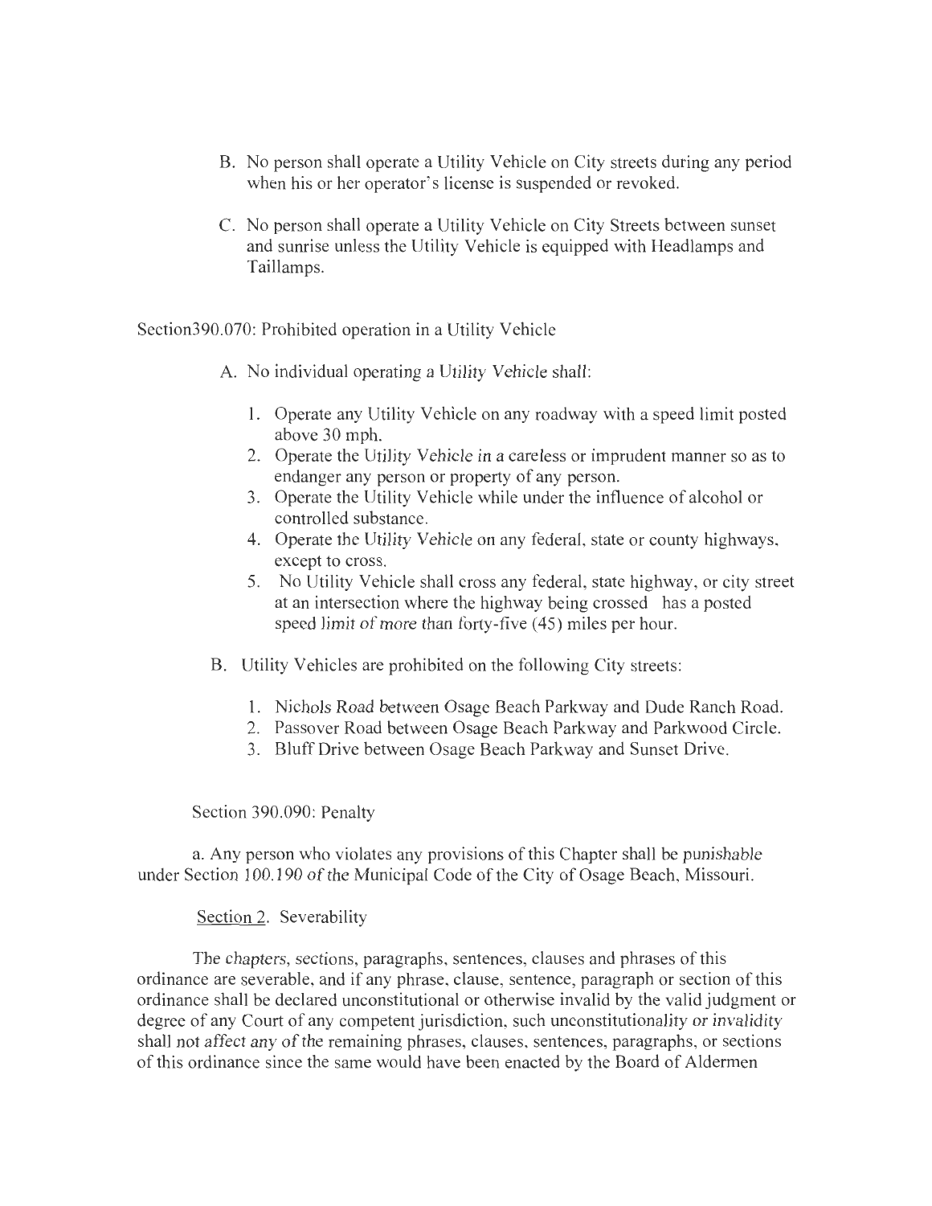B. No person shall operate a Utility Vehicle on City streets during any period when his or her operator's license is suspended or revoked.

C. No person shall operate a Utility Vehicle on City Streets between sunset and sunrise unless the Utility Vehicle is equipped with Headlamps and Taillamps.

Section390.070: Prohibited operation in a Utility Vehicle

A. No individual operating a Utility Vehicle shall:

1. Operate any Utility Vehicle on any roadway with a speed limit posted above 30 mph.
2. Operate the Utility Vehicle in a careless or imprudent manner so as to endanger any person or property of any person.
3. Operate the Utility Vehicle while under the influence of alcohol or controlled substance.
4. Operate the Utility Vehicle on any federal, state or county highways, except to cross.
5. No Utility Vehicle shall cross any federal, state highway, or city street at an intersection where the highway being crossed has a posted speed limit of more than forty-five (45) miles per hour.

B. Utility Vehicles are prohibited on the following City streets:

1. Nichols Road between Osage Beach Parkway and Dude Ranch Road.
2. Passover Road between Osage Beach Parkway and Parkwood Circle.
3. Bluff Drive between Osage Beach Parkway and Sunset Drive.

Section 390.090: Penalty

a. Any person who violates any provisions of this Chapter shall be punishable under Section 100.190 of the Municipal Code of the City of Osage Beach, Missouri.

Section 2. Severability

The chapters, sections, paragraphs, sentences, clauses and phrases of this ordinance are severable, and if any phrase, clause, sentence, paragraph or section of this ordinance shall be declared unconstitutional or otherwise invalid by the valid judgment or degree of any Court of any competent jurisdiction, such unconstitutionality or invalidity shall not affect any of the remaining phrases, clauses, sentences, paragraphs, or sections of this ordinance since the same would have been enacted by the Board of Aldermen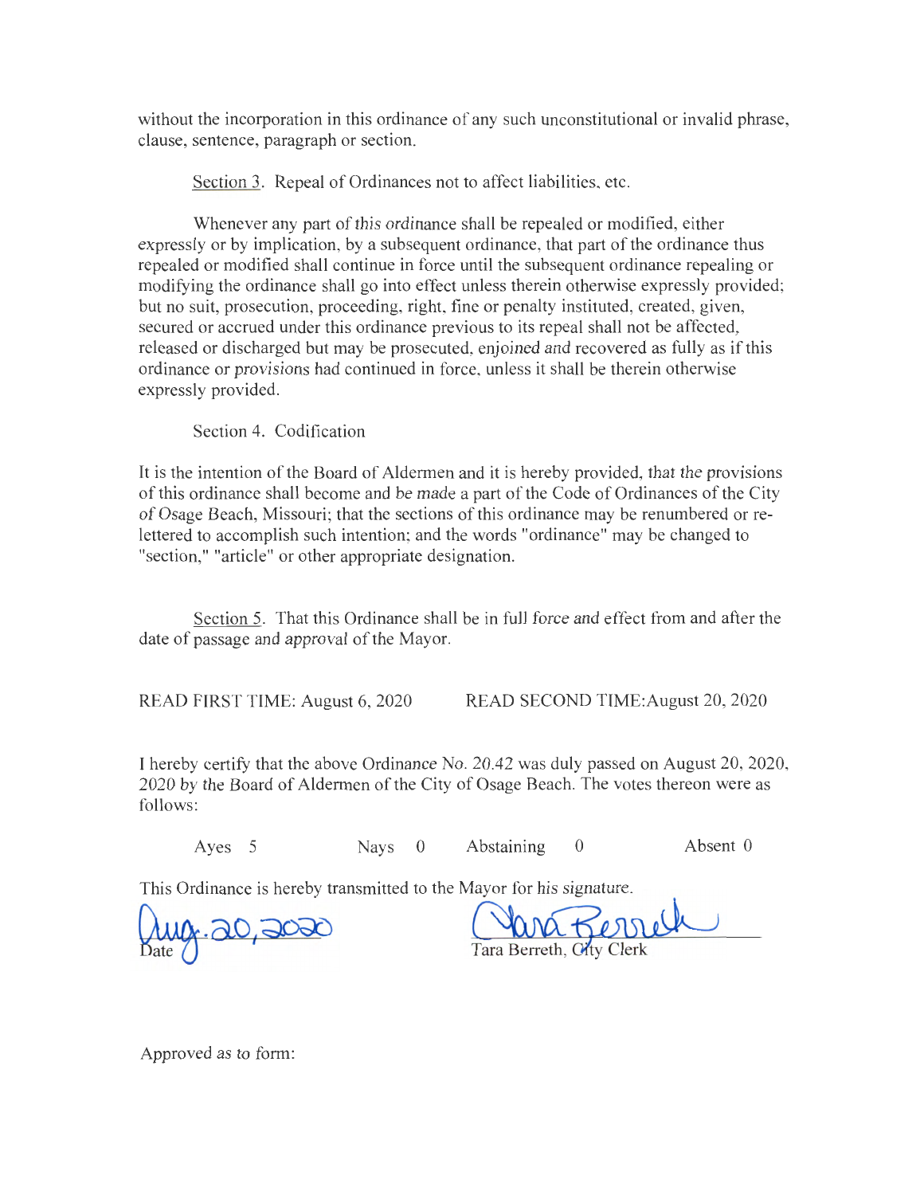without the incorporation in this ordinance of any such unconstitutional or invalid phrase, clause, sentence, paragraph or section.

Section 3. Repeal of Ordinances not to affect liabilities, etc.

Whenever any part of this ordinance shall be repealed or modified, either expressly or by implication, by a subsequent ordinance, that part of the ordinance thus repealed or modified shall continue in force until the subsequent ordinance repealing or modifying the ordinance shall go into effect unless therein otherwise expressly provided; but no suit, prosecution, proceeding, right, fine or penalty instituted, created, given, secured or accrued under this ordinance previous to its repeal shall not be affected, released or discharged but may be prosecuted, enjoined and recovered as fully as if this ordinance or provisions had continued in force, unless it shall be therein otherwise expressly provided.

Section 4. Codification

It is the intention of the Board of Aldermen and it is hereby provided, that the provisions of this ordinance shall become and be made a part of the Code of Ordinances of the City of Osage Beach, Missouri; that the sections of this ordinance may be renumbered or re-lettered to accomplish such intention; and the words "ordinance" may be changed to "section," "article" or other appropriate designation.

Section 5. That this Ordinance shall be in full force and effect from and after the date of passage and approval of the Mayor.

READ FIRST TIME: August 6, 2020     READ SECOND TIME:August 20, 2020

I hereby certify that the above Ordinance No. 20.42 was duly passed on August 20, 2020, 2020 by the Board of Aldermen of the City of Osage Beach. The votes thereon were as follows:

Ayes 5     Nays 0     Abstaining 0     Absent 0

This Ordinance is hereby transmitted to the Mayor for his signature.

Aug. 20, 2020
Date

Tara Berreth
Tara Berreth, City Clerk

Approved as to form: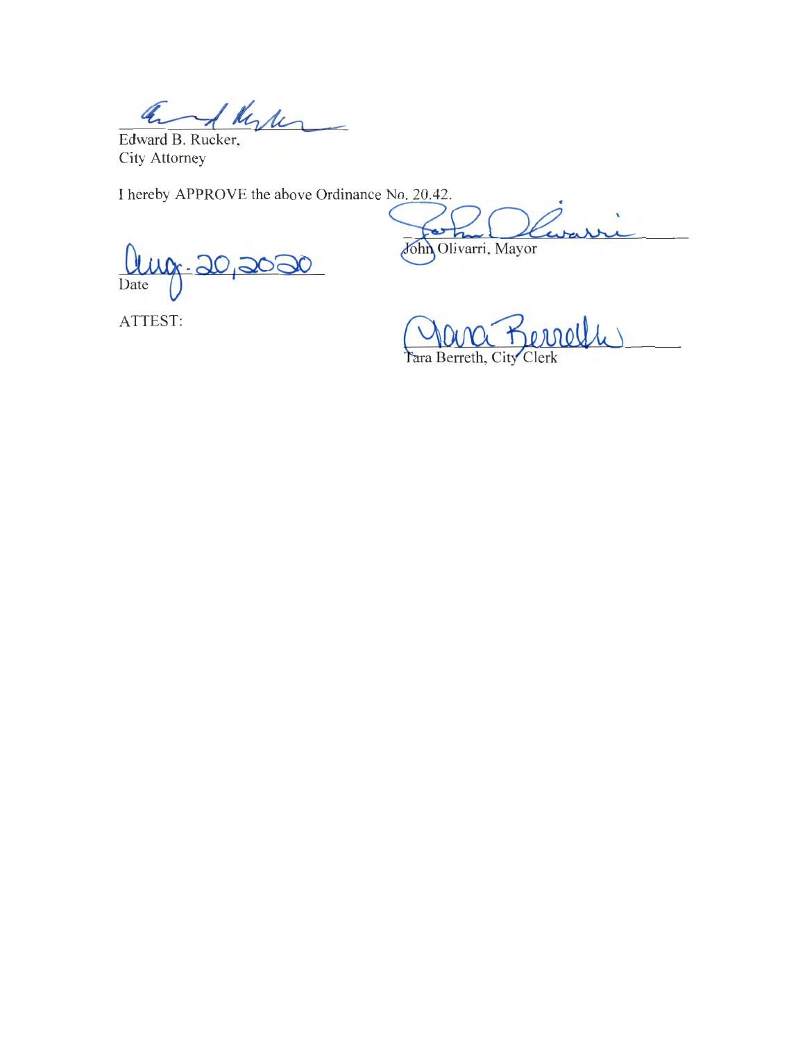Edward B. Rucker,
City Attorney

I hereby APPROVE the above Ordinance No. 20.42.

John Olivarri, Mayor

Aug. 20, 2020
Date

ATTEST:

Tara Berreth, City Clerk